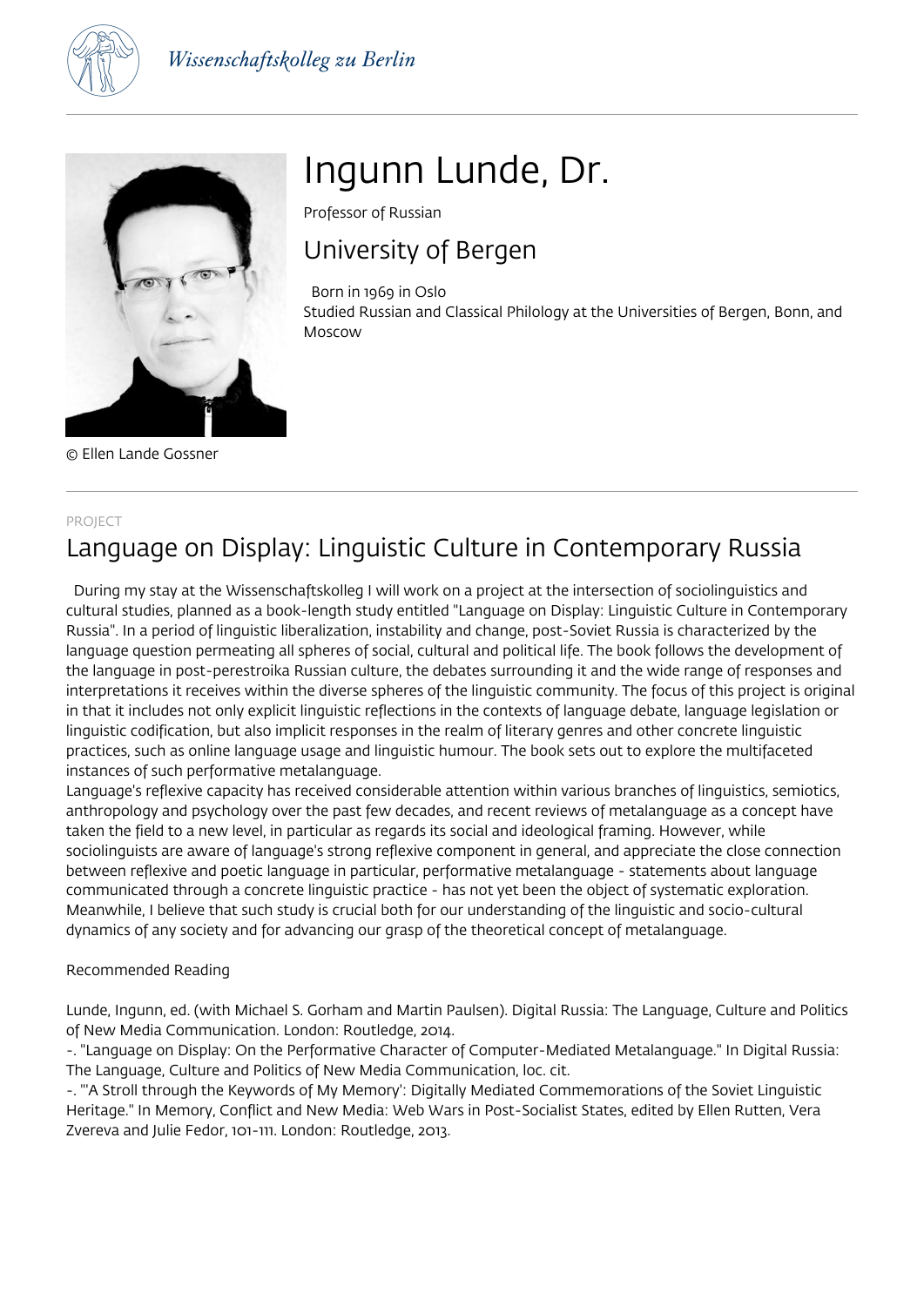Wissenschaftskolleg zu Berlin

© Ellen Lande Gossner

# Ingunn Lunde, Dr.

Professor of Russian

## University of Bergen

Born in 1969 in Oslo
Studied Russian and Classical Philology at the Universities of Bergen, Bonn, and Moscow

PROJECT

## Language on Display: Linguistic Culture in Contemporary Russia

During my stay at the Wissenschaftskolleg I will work on a project at the intersection of sociolinguistics and cultural studies, planned as a book-length study entitled "Language on Display: Linguistic Culture in Contemporary Russia". In a period of linguistic liberalization, instability and change, post-Soviet Russia is characterized by the language question permeating all spheres of social, cultural and political life. The book follows the development of the language in post-perestroika Russian culture, the debates surrounding it and the wide range of responses and interpretations it receives within the diverse spheres of the linguistic community. The focus of this project is original in that it includes not only explicit linguistic reflections in the contexts of language debate, language legislation or linguistic codification, but also implicit responses in the realm of literary genres and other concrete linguistic practices, such as online language usage and linguistic humour. The book sets out to explore the multifaceted instances of such performative metalanguage.

Language's reflexive capacity has received considerable attention within various branches of linguistics, semiotics, anthropology and psychology over the past few decades, and recent reviews of metalanguage as a concept have taken the field to a new level, in particular as regards its social and ideological framing. However, while sociolinguists are aware of language's strong reflexive component in general, and appreciate the close connection between reflexive and poetic language in particular, performative metalanguage - statements about language communicated through a concrete linguistic practice - has not yet been the object of systematic exploration. Meanwhile, I believe that such study is crucial both for our understanding of the linguistic and socio-cultural dynamics of any society and for advancing our grasp of the theoretical concept of metalanguage.

Recommended Reading

Lunde, Ingunn, ed. (with Michael S. Gorham and Martin Paulsen). Digital Russia: The Language, Culture and Politics of New Media Communication. London: Routledge, 2014.

-. "Language on Display: On the Performative Character of Computer-Mediated Metalanguage." In Digital Russia: The Language, Culture and Politics of New Media Communication, loc. cit.

-. "'A Stroll through the Keywords of My Memory': Digitally Mediated Commemorations of the Soviet Linguistic Heritage." In Memory, Conflict and New Media: Web Wars in Post-Socialist States, edited by Ellen Rutten, Vera Zvereva and Julie Fedor, 101-111. London: Routledge, 2013.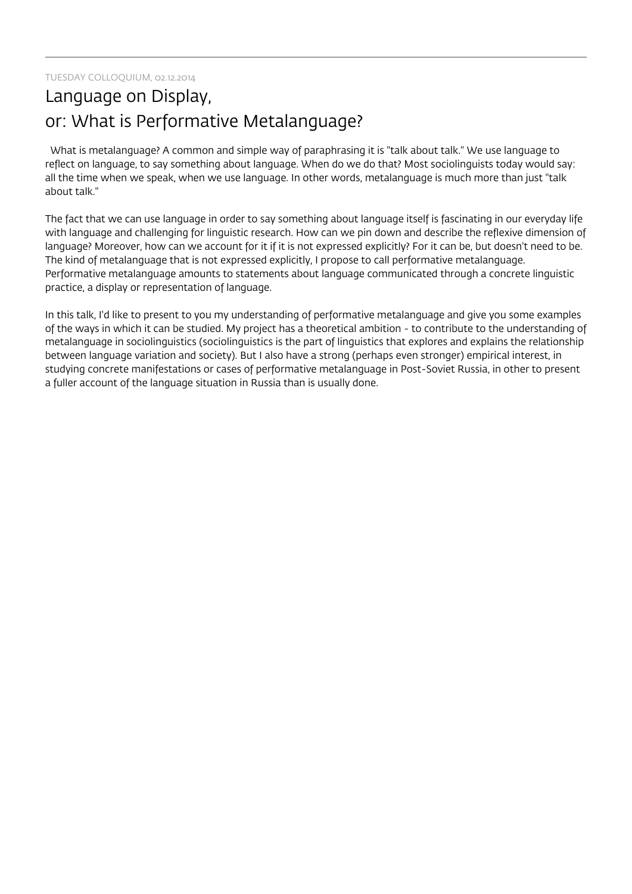TUESDAY COLLOQUIUM, 02.12.2014

# Language on Display, or: What is Performative Metalanguage?

What is metalanguage? A common and simple way of paraphrasing it is "talk about talk." We use language to reflect on language, to say something about language. When do we do that? Most sociolinguists today would say: all the time when we speak, when we use language. In other words, metalanguage is much more than just "talk about talk."

The fact that we can use language in order to say something about language itself is fascinating in our everyday life with language and challenging for linguistic research. How can we pin down and describe the reflexive dimension of language? Moreover, how can we account for it if it is not expressed explicitly? For it can be, but doesn't need to be. The kind of metalanguage that is not expressed explicitly, I propose to call performative metalanguage. Performative metalanguage amounts to statements about language communicated through a concrete linguistic practice, a display or representation of language.

In this talk, I'd like to present to you my understanding of performative metalanguage and give you some examples of the ways in which it can be studied. My project has a theoretical ambition - to contribute to the understanding of metalanguage in sociolinguistics (sociolinguistics is the part of linguistics that explores and explains the relationship between language variation and society). But I also have a strong (perhaps even stronger) empirical interest, in studying concrete manifestations or cases of performative metalanguage in Post-Soviet Russia, in other to present a fuller account of the language situation in Russia than is usually done.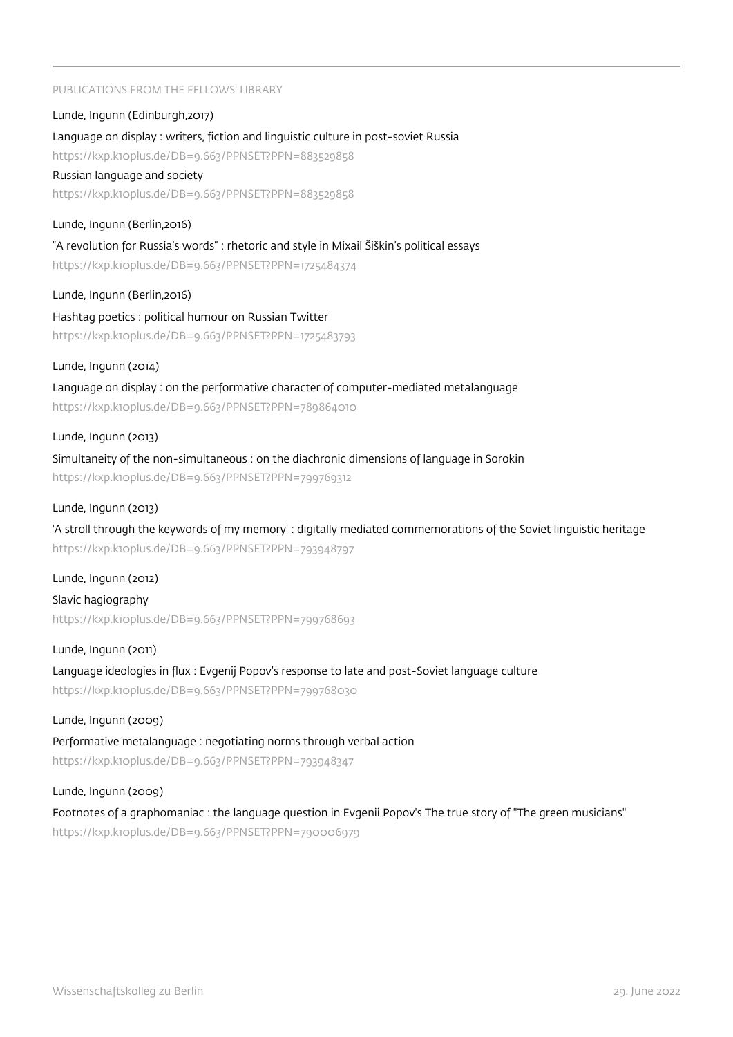PUBLICATIONS FROM THE FELLOWS' LIBRARY

Lunde, Ingunn (Edinburgh,2017)

Language on display : writers, fiction and linguistic culture in post-soviet Russia

https://kxp.k10plus.de/DB=9.663/PPNSET?PPN=883529858

Russian language and society

https://kxp.k10plus.de/DB=9.663/PPNSET?PPN=883529858

Lunde, Ingunn (Berlin,2016)

"A revolution for Russia's words" : rhetoric and style in Mixail Šiškin's political essays

https://kxp.k10plus.de/DB=9.663/PPNSET?PPN=1725484374

Lunde, Ingunn (Berlin,2016)

Hashtag poetics : political humour on Russian Twitter

https://kxp.k10plus.de/DB=9.663/PPNSET?PPN=1725483793

Lunde, Ingunn (2014)

Language on display : on the performative character of computer-mediated metalanguage

https://kxp.k10plus.de/DB=9.663/PPNSET?PPN=789864010

Lunde, Ingunn (2013)

Simultaneity of the non-simultaneous : on the diachronic dimensions of language in Sorokin

https://kxp.k10plus.de/DB=9.663/PPNSET?PPN=799769312

Lunde, Ingunn (2013)

'A stroll through the keywords of my memory' : digitally mediated commemorations of the Soviet linguistic heritage

https://kxp.k10plus.de/DB=9.663/PPNSET?PPN=793948797

Lunde, Ingunn (2012)

Slavic hagiography

https://kxp.k10plus.de/DB=9.663/PPNSET?PPN=799768693

Lunde, Ingunn (2011)

Language ideologies in flux : Evgenij Popov's response to late and post-Soviet language culture

https://kxp.k10plus.de/DB=9.663/PPNSET?PPN=799768030

Lunde, Ingunn (2009)

Performative metalanguage : negotiating norms through verbal action

https://kxp.k10plus.de/DB=9.663/PPNSET?PPN=793948347

Lunde, Ingunn (2009)

Footnotes of a graphomaniac : the language question in Evgenii Popov's The true story of "The green musicians"

https://kxp.k10plus.de/DB=9.663/PPNSET?PPN=790006979